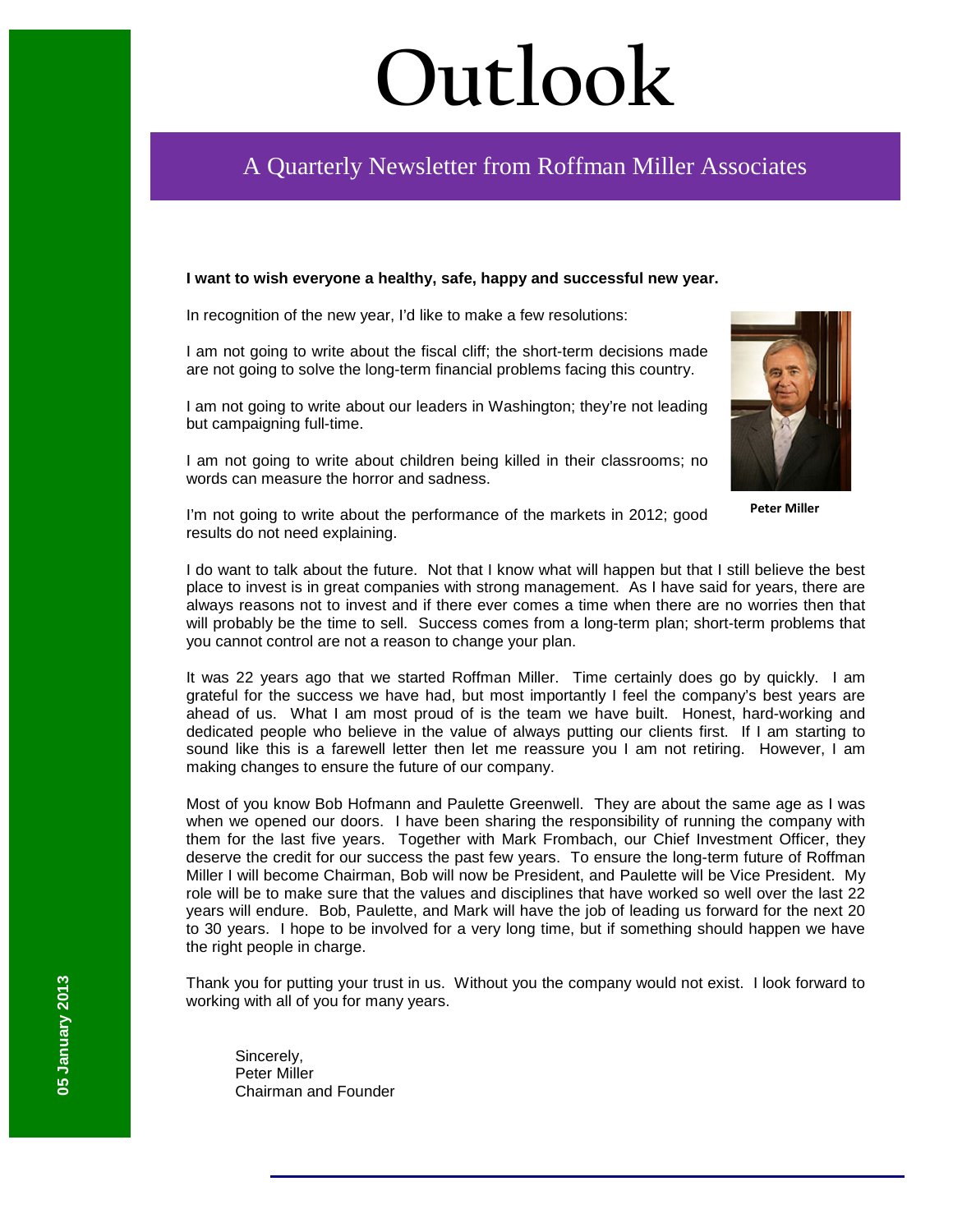# Outlook

## A Quarterly Newsletter from Roffman Miller Associates

05 January 2013

**I want to wish everyone a healthy, safe, happy and successful new year.**

In recognition of the new year, I'd like to make a few resolutions:

I am not going to write about the fiscal cliff; the short-term decisions made are not going to solve the long-term financial problems facing this country.

I am not going to write about our leaders in Washington; they're not leading but campaigning full-time.

I am not going to write about children being killed in their classrooms; no words can measure the horror and sadness.

I'm not going to write about the performance of the markets in 2012; good results do not need explaining.

**Peter Miller**

I do want to talk about the future. Not that I know what will happen but that I still believe the best place to invest is in great companies with strong management. As I have said for years, there are always reasons not to invest and if there ever comes a time when there are no worries then that will probably be the time to sell. Success comes from a long-term plan; short-term problems that you cannot control are not a reason to change your plan.

It was 22 years ago that we started Roffman Miller. Time certainly does go by quickly. I am grateful for the success we have had, but most importantly I feel the company's best years are ahead of us. What I am most proud of is the team we have built. Honest, hard-working and dedicated people who believe in the value of always putting our clients first. If I am starting to sound like this is a farewell letter then let me reassure you I am not retiring. However, I am making changes to ensure the future of our company.

Most of you know Bob Hofmann and Paulette Greenwell. They are about the same age as I was when we opened our doors. I have been sharing the responsibility of running the company with them for the last five years. Together with Mark Frombach, our Chief Investment Officer, they deserve the credit for our success the past few years. To ensure the long-term future of Roffman Miller I will become Chairman, Bob will now be President, and Paulette will be Vice President. My role will be to make sure that the values and disciplines that have worked so well over the last 22 years will endure. Bob, Paulette, and Mark will have the job of leading us forward for the next 20 to 30 years. I hope to be involved for a very long time, but if something should happen we have the right people in charge.

Thank you for putting your trust in us. Without you the company would not exist. I look forward to working with all of you for many years.

Sincerely,
Peter Miller
Chairman and Founder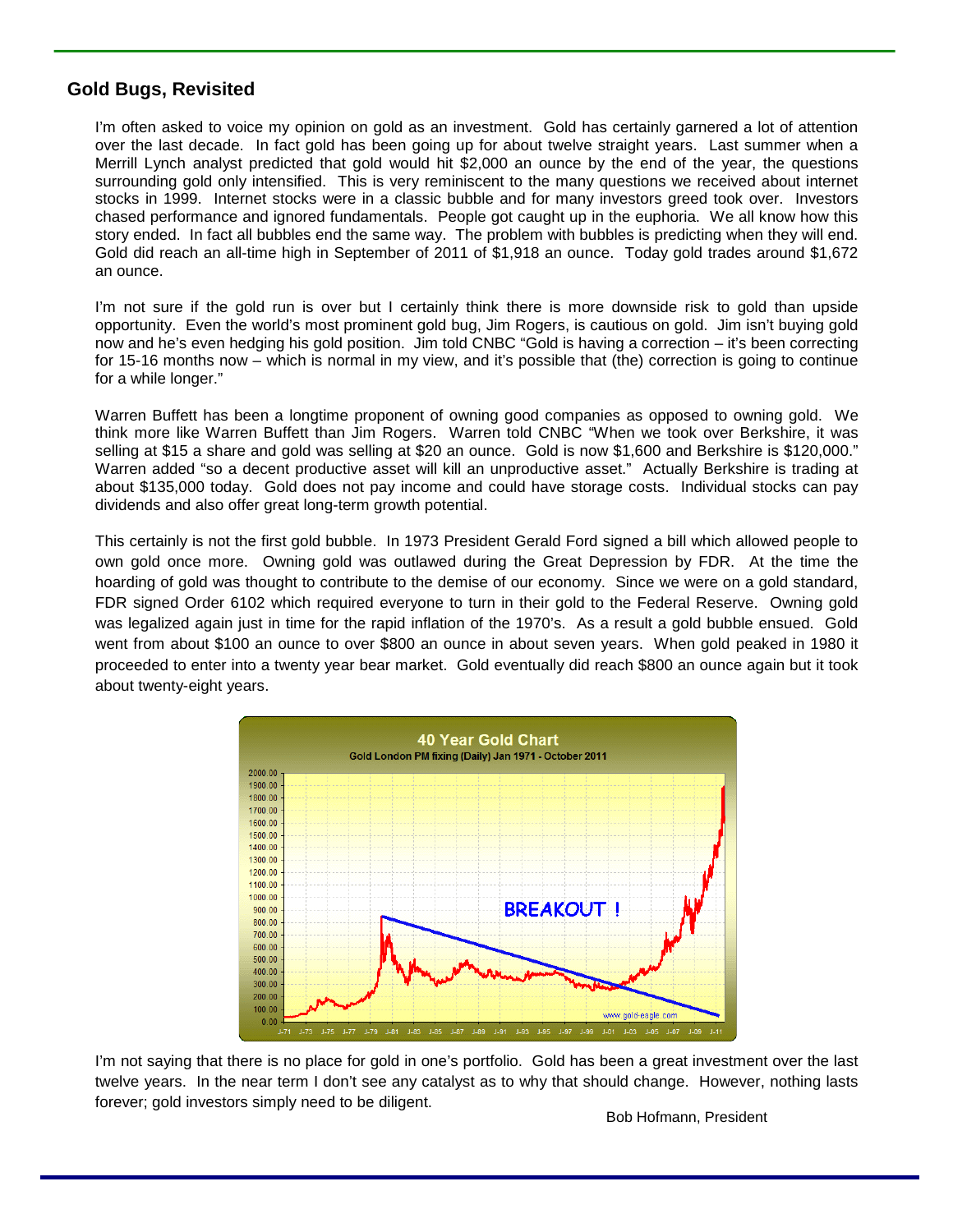## Gold Bugs, Revisited

I'm often asked to voice my opinion on gold as an investment. Gold has certainly garnered a lot of attention over the last decade. In fact gold has been going up for about twelve straight years. Last summer when a Merrill Lynch analyst predicted that gold would hit $2,000 an ounce by the end of the year, the questions surrounding gold only intensified. This is very reminiscent to the many questions we received about internet stocks in 1999. Internet stocks were in a classic bubble and for many investors greed took over. Investors chased performance and ignored fundamentals. People got caught up in the euphoria. We all know how this story ended. In fact all bubbles end the same way. The problem with bubbles is predicting when they will end. Gold did reach an all-time high in September of 2011 of $1,918 an ounce. Today gold trades around $1,672 an ounce.

I'm not sure if the gold run is over but I certainly think there is more downside risk to gold than upside opportunity. Even the world's most prominent gold bug, Jim Rogers, is cautious on gold. Jim isn't buying gold now and he's even hedging his gold position. Jim told CNBC "Gold is having a correction – it's been correcting for 15-16 months now – which is normal in my view, and it's possible that (the) correction is going to continue for a while longer."

Warren Buffett has been a longtime proponent of owning good companies as opposed to owning gold. We think more like Warren Buffett than Jim Rogers. Warren told CNBC "When we took over Berkshire, it was selling at $15 a share and gold was selling at $20 an ounce. Gold is now $1,600 and Berkshire is $120,000." Warren added "so a decent productive asset will kill an unproductive asset." Actually Berkshire is trading at about $135,000 today. Gold does not pay income and could have storage costs. Individual stocks can pay dividends and also offer great long-term growth potential.

This certainly is not the first gold bubble. In 1973 President Gerald Ford signed a bill which allowed people to own gold once more. Owning gold was outlawed during the Great Depression by FDR. At the time the hoarding of gold was thought to contribute to the demise of our economy. Since we were on a gold standard, FDR signed Order 6102 which required everyone to turn in their gold to the Federal Reserve. Owning gold was legalized again just in time for the rapid inflation of the 1970's. As a result a gold bubble ensued. Gold went from about $100 an ounce to over $800 an ounce in about seven years. When gold peaked in 1980 it proceeded to enter into a twenty year bear market. Gold eventually did reach $800 an ounce again but it took about twenty-eight years.

**40 Year Gold Chart**
Gold London PM fixing (Daily) Jan 1971 - October 2011

I'm not saying that there is no place for gold in one's portfolio. Gold has been a great investment over the last twelve years. In the near term I don't see any catalyst as to why that should change. However, nothing lasts forever; gold investors simply need to be diligent.

Bob Hofmann, President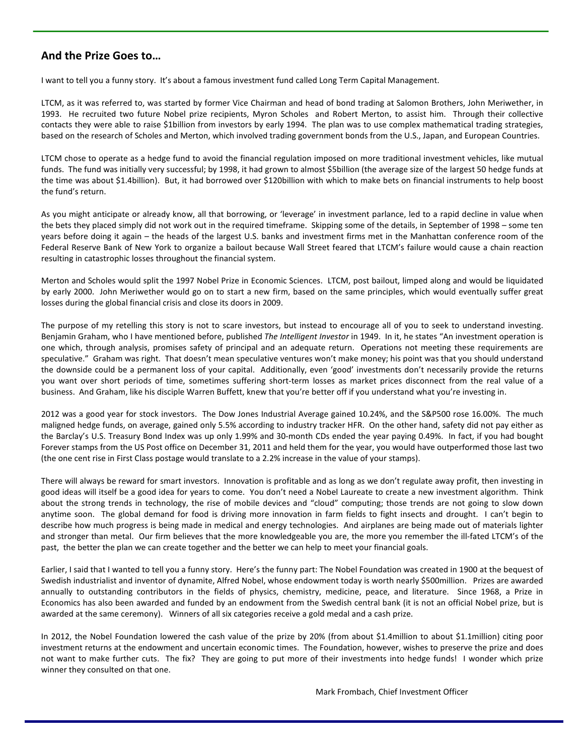## And the Prize Goes to…

I want to tell you a funny story. It's about a famous investment fund called Long Term Capital Management.

LTCM, as it was referred to, was started by former Vice Chairman and head of bond trading at Salomon Brothers, John Meriwether, in 1993. He recruited two future Nobel prize recipients, Myron Scholes and Robert Merton, to assist him. Through their collective contacts they were able to raise $1billion from investors by early 1994. The plan was to use complex mathematical trading strategies, based on the research of Scholes and Merton, which involved trading government bonds from the U.S., Japan, and European Countries.

LTCM chose to operate as a hedge fund to avoid the financial regulation imposed on more traditional investment vehicles, like mutual funds. The fund was initially very successful; by 1998, it had grown to almost $5billion (the average size of the largest 50 hedge funds at the time was about $1.4billion). But, it had borrowed over $120billion with which to make bets on financial instruments to help boost the fund's return.

As you might anticipate or already know, all that borrowing, or 'leverage' in investment parlance, led to a rapid decline in value when the bets they placed simply did not work out in the required timeframe. Skipping some of the details, in September of 1998 – some ten years before doing it again – the heads of the largest U.S. banks and investment firms met in the Manhattan conference room of the Federal Reserve Bank of New York to organize a bailout because Wall Street feared that LTCM's failure would cause a chain reaction resulting in catastrophic losses throughout the financial system.

Merton and Scholes would split the 1997 Nobel Prize in Economic Sciences. LTCM, post bailout, limped along and would be liquidated by early 2000. John Meriwether would go on to start a new firm, based on the same principles, which would eventually suffer great losses during the global financial crisis and close its doors in 2009.

The purpose of my retelling this story is not to scare investors, but instead to encourage all of you to seek to understand investing. Benjamin Graham, who I have mentioned before, published *The Intelligent Investor* in 1949. In it, he states "An investment operation is one which, through analysis, promises safety of principal and an adequate return. Operations not meeting these requirements are speculative." Graham was right. That doesn't mean speculative ventures won't make money; his point was that you should understand the downside could be a permanent loss of your capital. Additionally, even 'good' investments don't necessarily provide the returns you want over short periods of time, sometimes suffering short-term losses as market prices disconnect from the real value of a business. And Graham, like his disciple Warren Buffett, knew that you're better off if you understand what you're investing in.

2012 was a good year for stock investors. The Dow Jones Industrial Average gained 10.24%, and the S&P500 rose 16.00%. The much maligned hedge funds, on average, gained only 5.5% according to industry tracker HFR. On the other hand, safety did not pay either as the Barclay's U.S. Treasury Bond Index was up only 1.99% and 30-month CDs ended the year paying 0.49%. In fact, if you had bought Forever stamps from the US Post office on December 31, 2011 and held them for the year, you would have outperformed those last two (the one cent rise in First Class postage would translate to a 2.2% increase in the value of your stamps).

There will always be reward for smart investors. Innovation is profitable and as long as we don't regulate away profit, then investing in good ideas will itself be a good idea for years to come. You don't need a Nobel Laureate to create a new investment algorithm. Think about the strong trends in technology, the rise of mobile devices and "cloud" computing; those trends are not going to slow down anytime soon. The global demand for food is driving more innovation in farm fields to fight insects and drought. I can't begin to describe how much progress is being made in medical and energy technologies. And airplanes are being made out of materials lighter and stronger than metal. Our firm believes that the more knowledgeable you are, the more you remember the ill-fated LTCM's of the past, the better the plan we can create together and the better we can help to meet your financial goals.

Earlier, I said that I wanted to tell you a funny story. Here's the funny part: The Nobel Foundation was created in 1900 at the bequest of Swedish industrialist and inventor of dynamite, Alfred Nobel, whose endowment today is worth nearly $500million. Prizes are awarded annually to outstanding contributors in the fields of physics, chemistry, medicine, peace, and literature. Since 1968, a Prize in Economics has also been awarded and funded by an endowment from the Swedish central bank (it is not an official Nobel prize, but is awarded at the same ceremony). Winners of all six categories receive a gold medal and a cash prize.

In 2012, the Nobel Foundation lowered the cash value of the prize by 20% (from about $1.4million to about $1.1million) citing poor investment returns at the endowment and uncertain economic times. The Foundation, however, wishes to preserve the prize and does not want to make further cuts. The fix? They are going to put more of their investments into hedge funds! I wonder which prize winner they consulted on that one.

Mark Frombach, Chief Investment Officer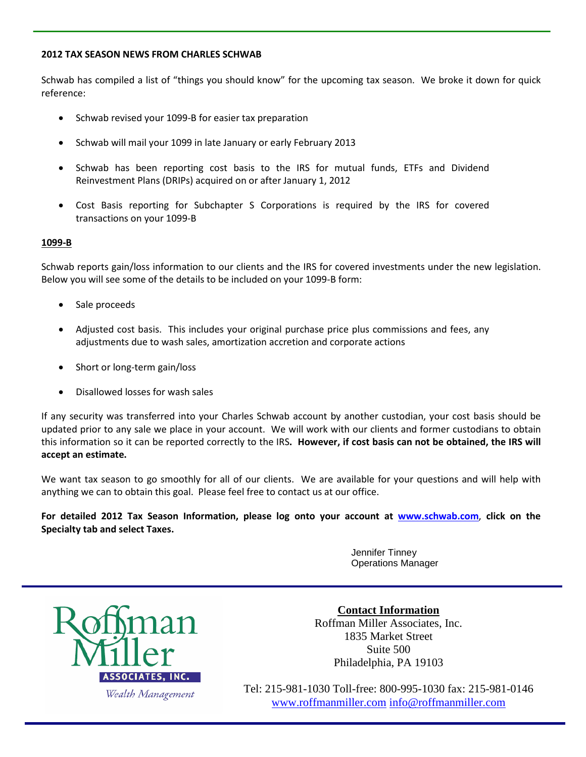## 2012 TAX SEASON NEWS FROM CHARLES SCHWAB

Schwab has compiled a list of "things you should know" for the upcoming tax season. We broke it down for quick reference:

- Schwab revised your 1099-B for easier tax preparation
- Schwab will mail your 1099 in late January or early February 2013
- Schwab has been reporting cost basis to the IRS for mutual funds, ETFs and Dividend Reinvestment Plans (DRIPs) acquired on or after January 1, 2012
- Cost Basis reporting for Subchapter S Corporations is required by the IRS for covered transactions on your 1099-B

### 1099-B

Schwab reports gain/loss information to our clients and the IRS for covered investments under the new legislation. Below you will see some of the details to be included on your 1099-B form:

- Sale proceeds
- Adjusted cost basis. This includes your original purchase price plus commissions and fees, any adjustments due to wash sales, amortization accretion and corporate actions
- Short or long-term gain/loss
- Disallowed losses for wash sales

If any security was transferred into your Charles Schwab account by another custodian, your cost basis should be updated prior to any sale we place in your account. We will work with our clients and former custodians to obtain this information so it can be reported correctly to the IRS**. However, if cost basis can not be obtained, the IRS will accept an estimate.**

We want tax season to go smoothly for all of our clients. We are available for your questions and will help with anything we can to obtain this goal. Please feel free to contact us at our office.

**For detailed 2012 Tax Season Information, please log onto your account at [www.schwab.com](http://www.schwab.com), click on the Specialty tab and select Taxes.**

Jennifer Tinney
Operations Manager

Roffman Miller ASSOCIATES, INC.
Wealth Management

**Contact Information**
Roffman Miller Associates, Inc.
1835 Market Street
Suite 500
Philadelphia, PA 19103

Tel: 215-981-1030 Toll-free: 800-995-1030 fax: 215-981-0146
[www.roffmanmiller.com](http://www.roffmanmiller.com) [info@roffmanmiller.com](mailto:info@roffmanmiller.com)